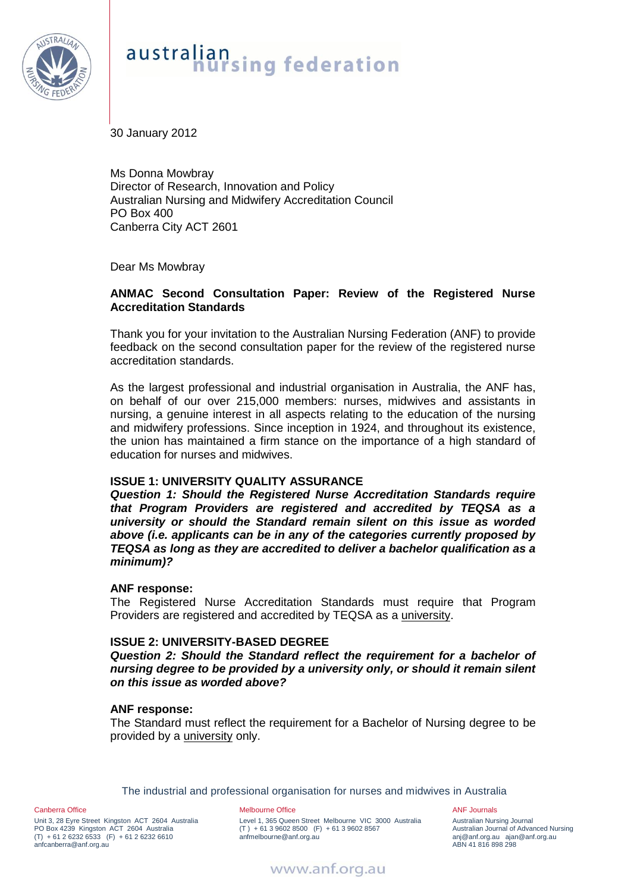30 January 2012

Ms Donna Mowbray
Director of Research, Innovation and Policy
Australian Nursing and Midwifery Accreditation Council
PO Box 400
Canberra City ACT 2601

Dear Ms Mowbray

**ANMAC Second Consultation Paper: Review of the Registered Nurse Accreditation Standards**

Thank you for your invitation to the Australian Nursing Federation (ANF) to provide feedback on the second consultation paper for the review of the registered nurse accreditation standards.

As the largest professional and industrial organisation in Australia, the ANF has, on behalf of our over 215,000 members: nurses, midwives and assistants in nursing, a genuine interest in all aspects relating to the education of the nursing and midwifery professions. Since inception in 1924, and throughout its existence, the union has maintained a firm stance on the importance of a high standard of education for nurses and midwives.

**ISSUE 1: UNIVERSITY QUALITY ASSURANCE**

***Question 1: Should the Registered Nurse Accreditation Standards require that Program Providers are registered and accredited by TEQSA as a university or should the Standard remain silent on this issue as worded above (i.e. applicants can be in any of the categories currently proposed by TEQSA as long as they are accredited to deliver a bachelor qualification as a minimum)?***

**ANF response:**
The Registered Nurse Accreditation Standards must require that Program Providers are registered and accredited by TEQSA as a <u>university</u>.

**ISSUE 2: UNIVERSITY-BASED DEGREE**

***Question 2: Should the Standard reflect the requirement for a bachelor of nursing degree to be provided by a university only, or should it remain silent on this issue as worded above?***

**ANF response:**
The Standard must reflect the requirement for a Bachelor of Nursing degree to be provided by a <u>university</u> only.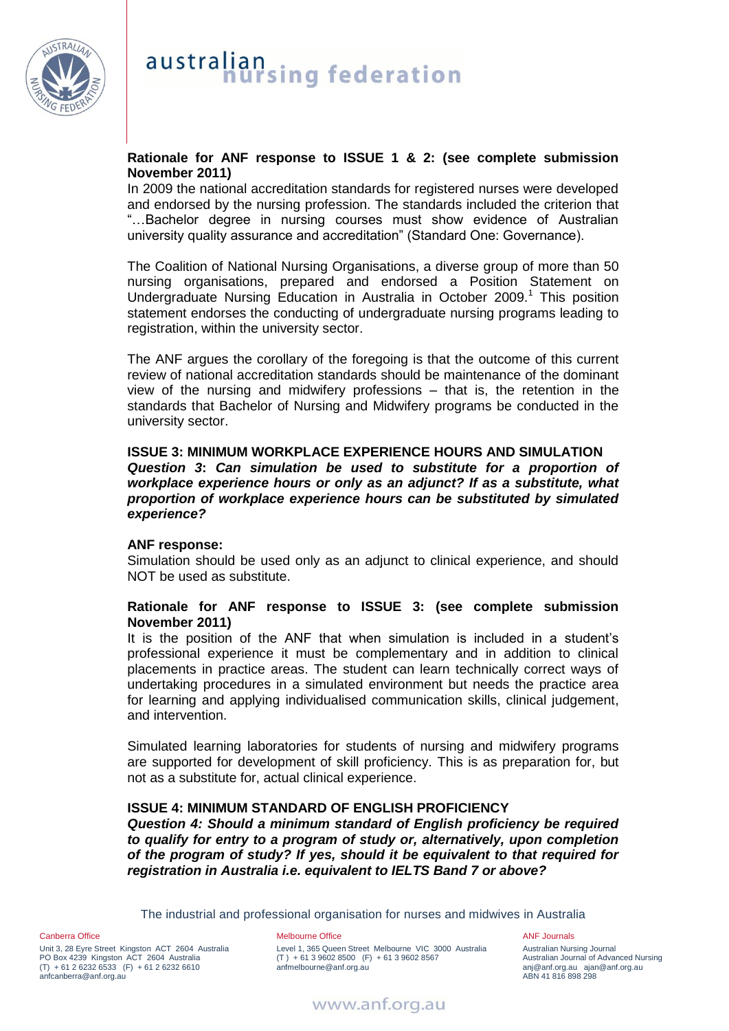**Rationale for ANF response to ISSUE 1 & 2: (see complete submission November 2011)**

In 2009 the national accreditation standards for registered nurses were developed and endorsed by the nursing profession. The standards included the criterion that "…Bachelor degree in nursing courses must show evidence of Australian university quality assurance and accreditation" (Standard One: Governance).

The Coalition of National Nursing Organisations, a diverse group of more than 50 nursing organisations, prepared and endorsed a Position Statement on Undergraduate Nursing Education in Australia in October 2009.[1] This position statement endorses the conducting of undergraduate nursing programs leading to registration, within the university sector.

The ANF argues the corollary of the foregoing is that the outcome of this current review of national accreditation standards should be maintenance of the dominant view of the nursing and midwifery professions – that is, the retention in the standards that Bachelor of Nursing and Midwifery programs be conducted in the university sector.

## ISSUE 3: MINIMUM WORKPLACE EXPERIENCE HOURS AND SIMULATION

***Question 3*: *Can simulation be used to substitute for a proportion of workplace experience hours or only as an adjunct? If as a substitute, what proportion of workplace experience hours can be substituted by simulated experience?***

**ANF response:**

Simulation should be used only as an adjunct to clinical experience, and should NOT be used as substitute.

**Rationale for ANF response to ISSUE 3: (see complete submission November 2011)**

It is the position of the ANF that when simulation is included in a student's professional experience it must be complementary and in addition to clinical placements in practice areas. The student can learn technically correct ways of undertaking procedures in a simulated environment but needs the practice area for learning and applying individualised communication skills, clinical judgement, and intervention.

Simulated learning laboratories for students of nursing and midwifery programs are supported for development of skill proficiency. This is as preparation for, but not as a substitute for, actual clinical experience.

## ISSUE 4: MINIMUM STANDARD OF ENGLISH PROFICIENCY

***Question 4: Should a minimum standard of English proficiency be required to qualify for entry to a program of study or, alternatively, upon completion of the program of study? If yes, should it be equivalent to that required for registration in Australia i.e. equivalent to IELTS Band 7 or above?***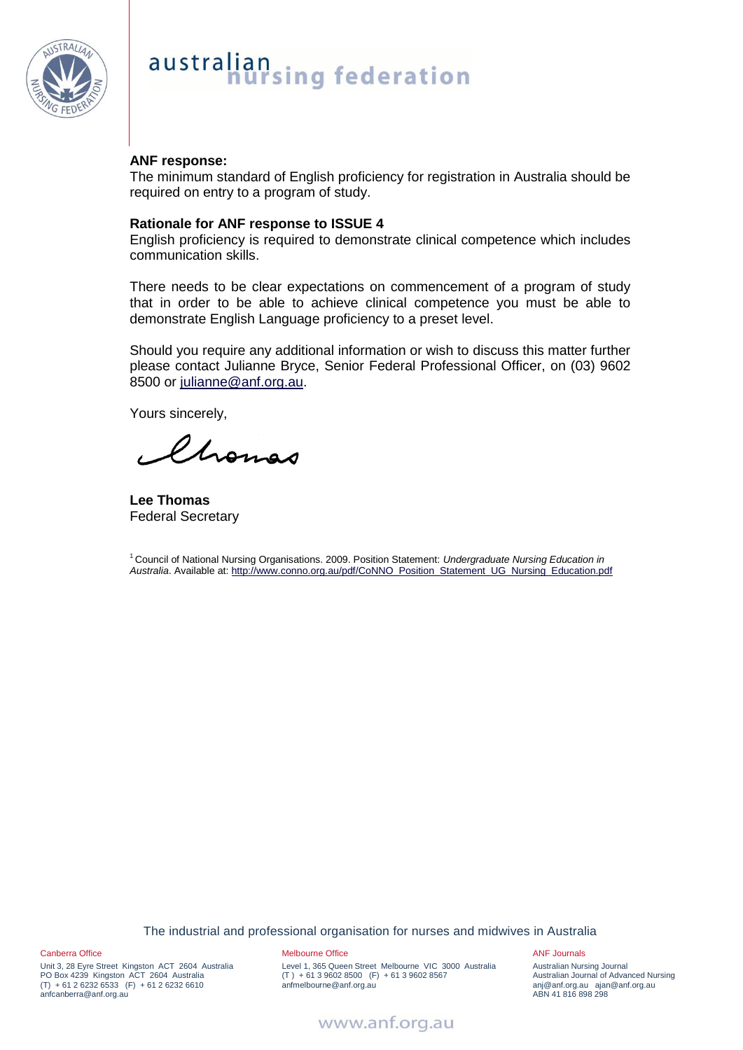**ANF response:**
The minimum standard of English proficiency for registration in Australia should be required on entry to a program of study.

**Rationale for ANF response to ISSUE 4**
English proficiency is required to demonstrate clinical competence which includes communication skills.

There needs to be clear expectations on commencement of a program of study that in order to be able to achieve clinical competence you must be able to demonstrate English Language proficiency to a preset level.

Should you require any additional information or wish to discuss this matter further please contact Julianne Bryce, Senior Federal Professional Officer, on (03) 9602 8500 or julianne@anf.org.au.

Yours sincerely,

**Lee Thomas**
Federal Secretary

[1] Council of National Nursing Organisations. 2009. Position Statement: *Undergraduate Nursing Education in Australia.* Available at: http://www.conno.org.au/pdf/CoNNO_Position_Statement_UG_Nursing_Education.pdf